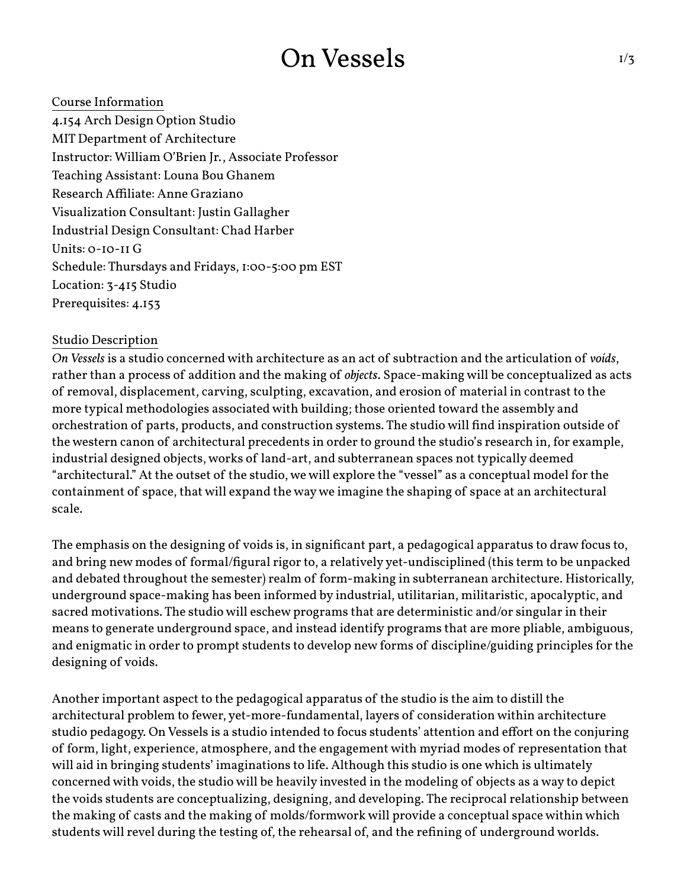# On Vessels

## Course Information

4.154 Arch Design Option Studio
MIT Department of Architecture
Instructor: William O'Brien Jr., Associate Professor
Teaching Assistant: Louna Bou Ghanem
Research Affiliate: Anne Graziano
Visualization Consultant: Justin Gallagher
Industrial Design Consultant: Chad Harber
Units: 0-10-11 G
Schedule: Thursdays and Fridays, 1:00-5:00 pm EST
Location: 3-415 Studio
Prerequisites: 4.153

## Studio Description

*On Vessels* is a studio concerned with architecture as an act of subtraction and the articulation of *voids*, rather than a process of addition and the making of *objects*. Space-making will be conceptualized as acts of removal, displacement, carving, sculpting, excavation, and erosion of material in contrast to the more typical methodologies associated with building; those oriented toward the assembly and orchestration of parts, products, and construction systems. The studio will find inspiration outside of the western canon of architectural precedents in order to ground the studio's research in, for example, industrial designed objects, works of land-art, and subterranean spaces not typically deemed "architectural." At the outset of the studio, we will explore the "vessel" as a conceptual model for the containment of space, that will expand the way we imagine the shaping of space at an architectural scale.

The emphasis on the designing of voids is, in significant part, a pedagogical apparatus to draw focus to, and bring new modes of formal/figural rigor to, a relatively yet-undisciplined (this term to be unpacked and debated throughout the semester) realm of form-making in subterranean architecture. Historically, underground space-making has been informed by industrial, utilitarian, militaristic, apocalyptic, and sacred motivations. The studio will eschew programs that are deterministic and/or singular in their means to generate underground space, and instead identify programs that are more pliable, ambiguous, and enigmatic in order to prompt students to develop new forms of discipline/guiding principles for the designing of voids.

Another important aspect to the pedagogical apparatus of the studio is the aim to distill the architectural problem to fewer, yet-more-fundamental, layers of consideration within architecture studio pedagogy. On Vessels is a studio intended to focus students' attention and effort on the conjuring of form, light, experience, atmosphere, and the engagement with myriad modes of representation that will aid in bringing students' imaginations to life. Although this studio is one which is ultimately concerned with voids, the studio will be heavily invested in the modeling of objects as a way to depict the voids students are conceptualizing, designing, and developing. The reciprocal relationship between the making of casts and the making of molds/formwork will provide a conceptual space within which students will revel during the testing of, the rehearsal of, and the refining of underground worlds.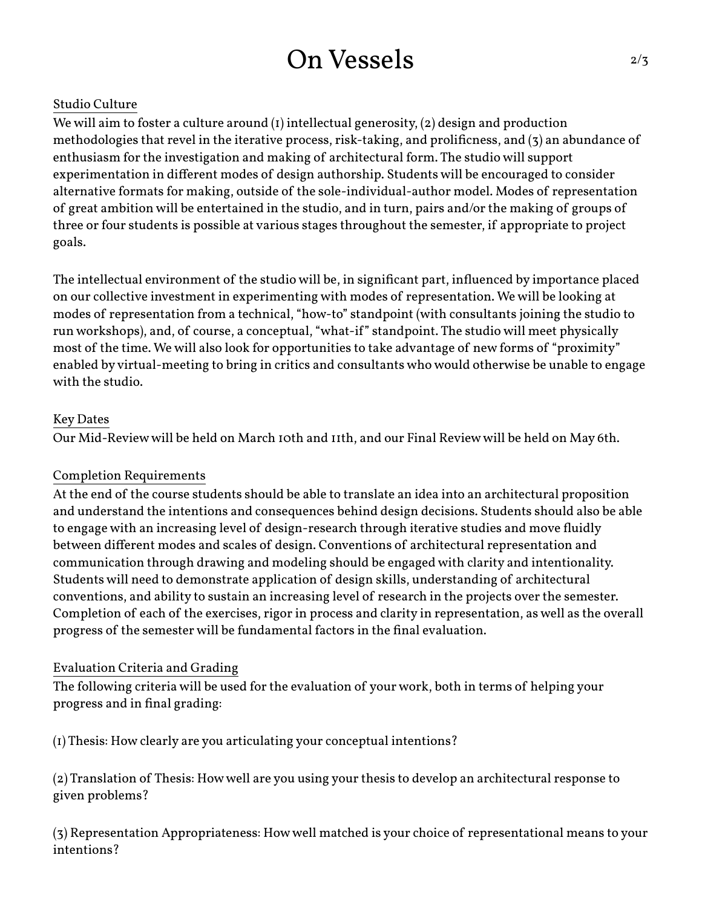## Studio Culture

We will aim to foster a culture around (1) intellectual generosity, (2) design and production methodologies that revel in the iterative process, risk-taking, and prolificness, and (3) an abundance of enthusiasm for the investigation and making of architectural form. The studio will support experimentation in different modes of design authorship. Students will be encouraged to consider alternative formats for making, outside of the sole-individual-author model. Modes of representation of great ambition will be entertained in the studio, and in turn, pairs and/or the making of groups of three or four students is possible at various stages throughout the semester, if appropriate to project goals.

The intellectual environment of the studio will be, in significant part, influenced by importance placed on our collective investment in experimenting with modes of representation. We will be looking at modes of representation from a technical, "how-to" standpoint (with consultants joining the studio to run workshops), and, of course, a conceptual, "what-if" standpoint. The studio will meet physically most of the time. We will also look for opportunities to take advantage of new forms of "proximity" enabled by virtual-meeting to bring in critics and consultants who would otherwise be unable to engage with the studio.

## Key Dates

Our Mid-Review will be held on March 10th and 11th, and our Final Review will be held on May 6th.

## Completion Requirements

At the end of the course students should be able to translate an idea into an architectural proposition and understand the intentions and consequences behind design decisions. Students should also be able to engage with an increasing level of design-research through iterative studies and move fluidly between different modes and scales of design. Conventions of architectural representation and communication through drawing and modeling should be engaged with clarity and intentionality. Students will need to demonstrate application of design skills, understanding of architectural conventions, and ability to sustain an increasing level of research in the projects over the semester. Completion of each of the exercises, rigor in process and clarity in representation, as well as the overall progress of the semester will be fundamental factors in the final evaluation.

## Evaluation Criteria and Grading

The following criteria will be used for the evaluation of your work, both in terms of helping your progress and in final grading:

(1) Thesis: How clearly are you articulating your conceptual intentions?

(2) Translation of Thesis: How well are you using your thesis to develop an architectural response to given problems?

(3) Representation Appropriateness: How well matched is your choice of representational means to your intentions?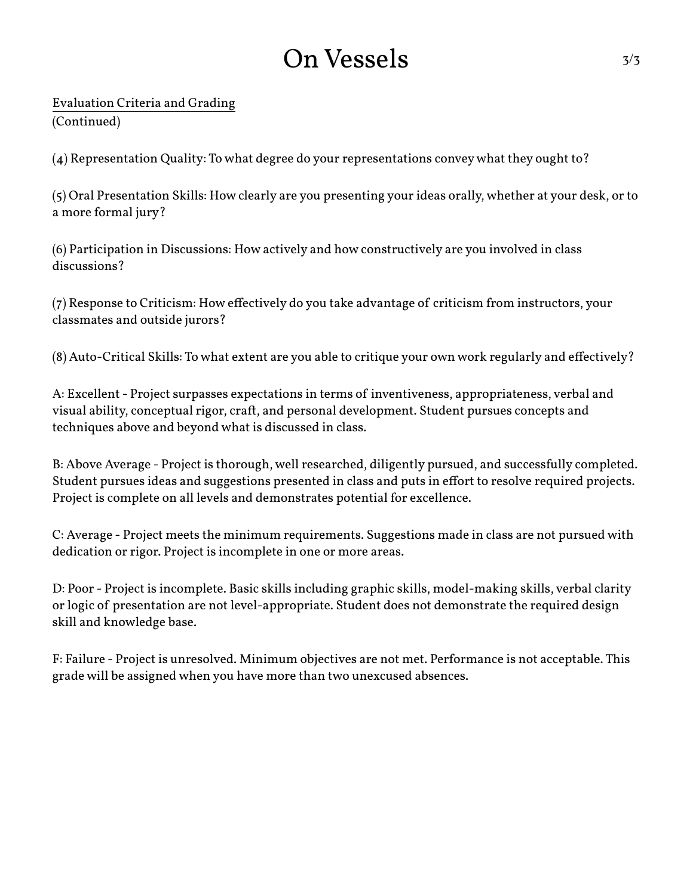Evaluation Criteria and Grading
(Continued)

(4) Representation Quality: To what degree do your representations convey what they ought to?

(5) Oral Presentation Skills: How clearly are you presenting your ideas orally, whether at your desk, or to a more formal jury?

(6) Participation in Discussions: How actively and how constructively are you involved in class discussions?

(7) Response to Criticism: How effectively do you take advantage of criticism from instructors, your classmates and outside jurors?

(8) Auto-Critical Skills: To what extent are you able to critique your own work regularly and effectively?

A: Excellent - Project surpasses expectations in terms of inventiveness, appropriateness, verbal and visual ability, conceptual rigor, craft, and personal development. Student pursues concepts and techniques above and beyond what is discussed in class.

B: Above Average - Project is thorough, well researched, diligently pursued, and successfully completed. Student pursues ideas and suggestions presented in class and puts in effort to resolve required projects. Project is complete on all levels and demonstrates potential for excellence.

C: Average - Project meets the minimum requirements. Suggestions made in class are not pursued with dedication or rigor. Project is incomplete in one or more areas.

D: Poor - Project is incomplete. Basic skills including graphic skills, model-making skills, verbal clarity or logic of presentation are not level-appropriate. Student does not demonstrate the required design skill and knowledge base.

F: Failure - Project is unresolved. Minimum objectives are not met. Performance is not acceptable. This grade will be assigned when you have more than two unexcused absences.